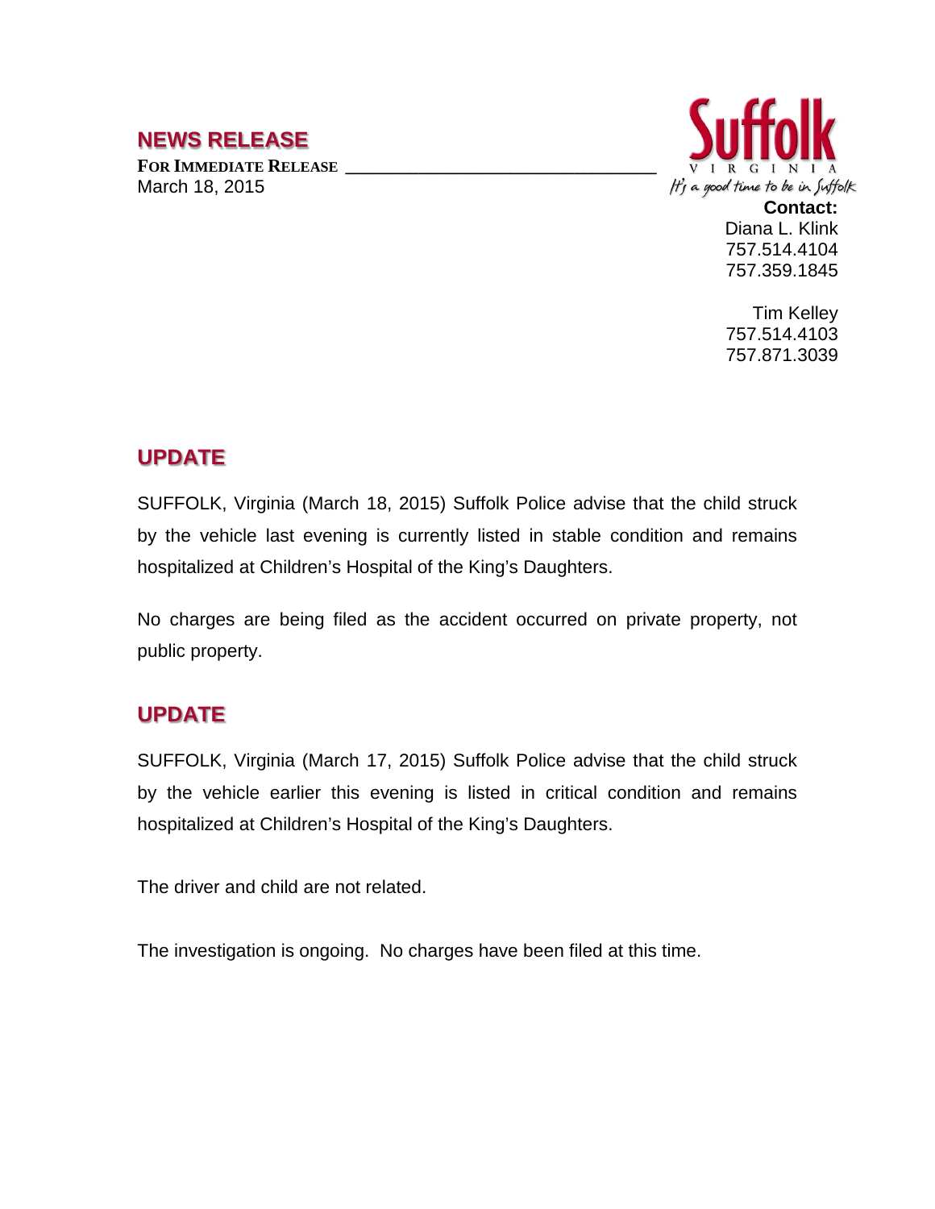## NEWS RELEASE

**FOR IMMEDIATE RELEASE**
March 18, 2015

Suffolk
VIRGINIA
*It's a good time to be in Suffolk*

**Contact:**
Diana L. Klink
757.514.4104
757.359.1845

Tim Kelley
757.514.4103
757.871.3039

## UPDATE

SUFFOLK, Virginia (March 18, 2015) Suffolk Police advise that the child struck by the vehicle last evening is currently listed in stable condition and remains hospitalized at Children's Hospital of the King's Daughters.

No charges are being filed as the accident occurred on private property, not public property.

## UPDATE

SUFFOLK, Virginia (March 17, 2015) Suffolk Police advise that the child struck by the vehicle earlier this evening is listed in critical condition and remains hospitalized at Children's Hospital of the King's Daughters.

The driver and child are not related.

The investigation is ongoing. No charges have been filed at this time.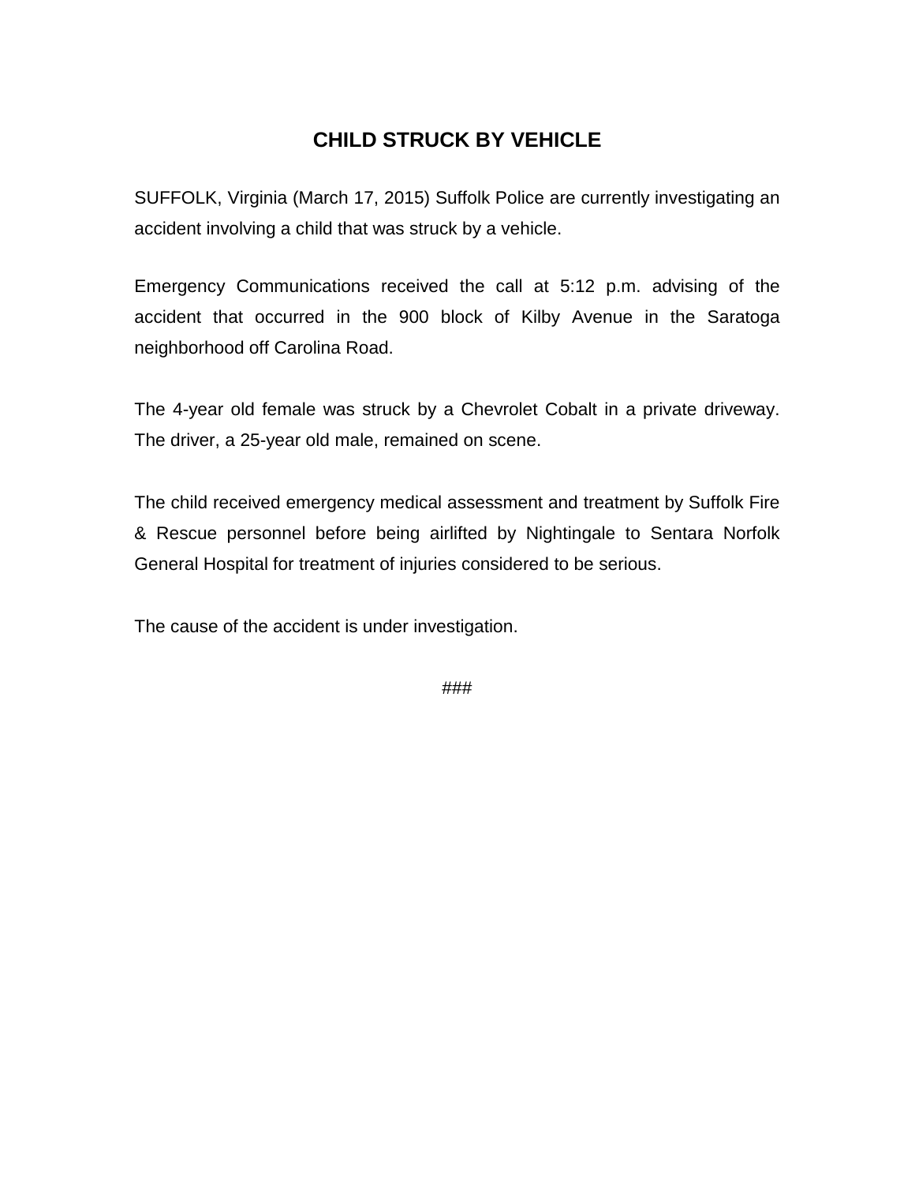# CHILD STRUCK BY VEHICLE

SUFFOLK, Virginia (March 17, 2015) Suffolk Police are currently investigating an accident involving a child that was struck by a vehicle.

Emergency Communications received the call at 5:12 p.m. advising of the accident that occurred in the 900 block of Kilby Avenue in the Saratoga neighborhood off Carolina Road.

The 4-year old female was struck by a Chevrolet Cobalt in a private driveway. The driver, a 25-year old male, remained on scene.

The child received emergency medical assessment and treatment by Suffolk Fire & Rescue personnel before being airlifted by Nightingale to Sentara Norfolk General Hospital for treatment of injuries considered to be serious.

The cause of the accident is under investigation.

###